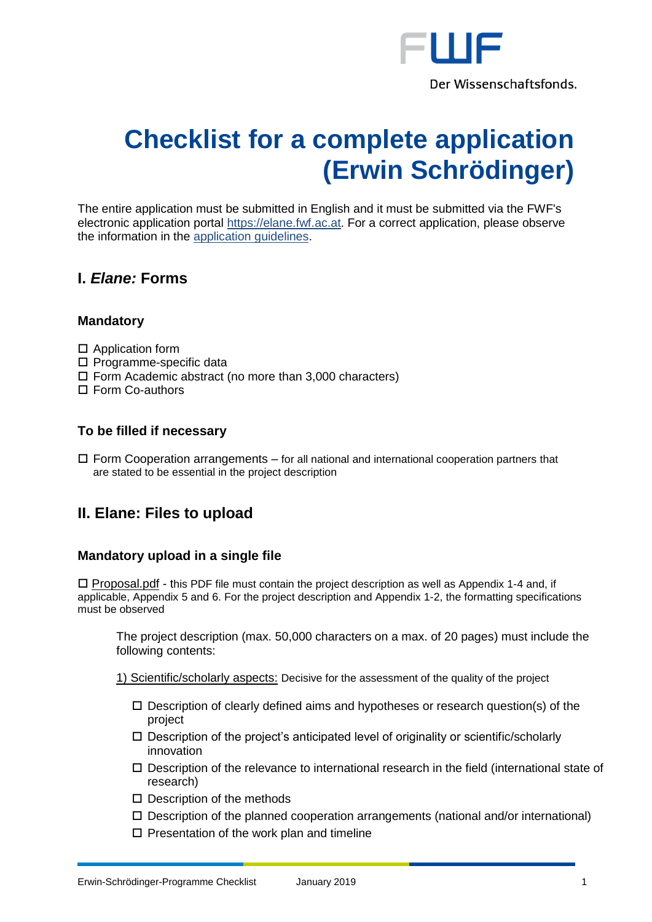# Checklist for a complete application (Erwin Schrödinger)

The entire application must be submitted in English and it must be submitted via the FWF's electronic application portal https://elane.fwf.ac.at. For a correct application, please observe the information in the application guidelines.

## I. *Elane:* Forms

### Mandatory

- ☐ Application form
- ☐ Programme-specific data
- ☐ Form Academic abstract (no more than 3,000 characters)
- ☐ Form Co-authors

### To be filled if necessary

- ☐ Form Cooperation arrangements – for all national and international cooperation partners that are stated to be essential in the project description

## II. Elane: Files to upload

### Mandatory upload in a single file

☐ Proposal.pdf - this PDF file must contain the project description as well as Appendix 1-4 and, if applicable, Appendix 5 and 6. For the project description and Appendix 1-2, the formatting specifications must be observed

The project description (max. 50,000 characters on a max. of 20 pages) must include the following contents:

1) Scientific/scholarly aspects: Decisive for the assessment of the quality of the project

- ☐ Description of clearly defined aims and hypotheses or research question(s) of the project
- ☐ Description of the project's anticipated level of originality or scientific/scholarly innovation
- ☐ Description of the relevance to international research in the field (international state of research)
- ☐ Description of the methods
- ☐ Description of the planned cooperation arrangements (national and/or international)
- ☐ Presentation of the work plan and timeline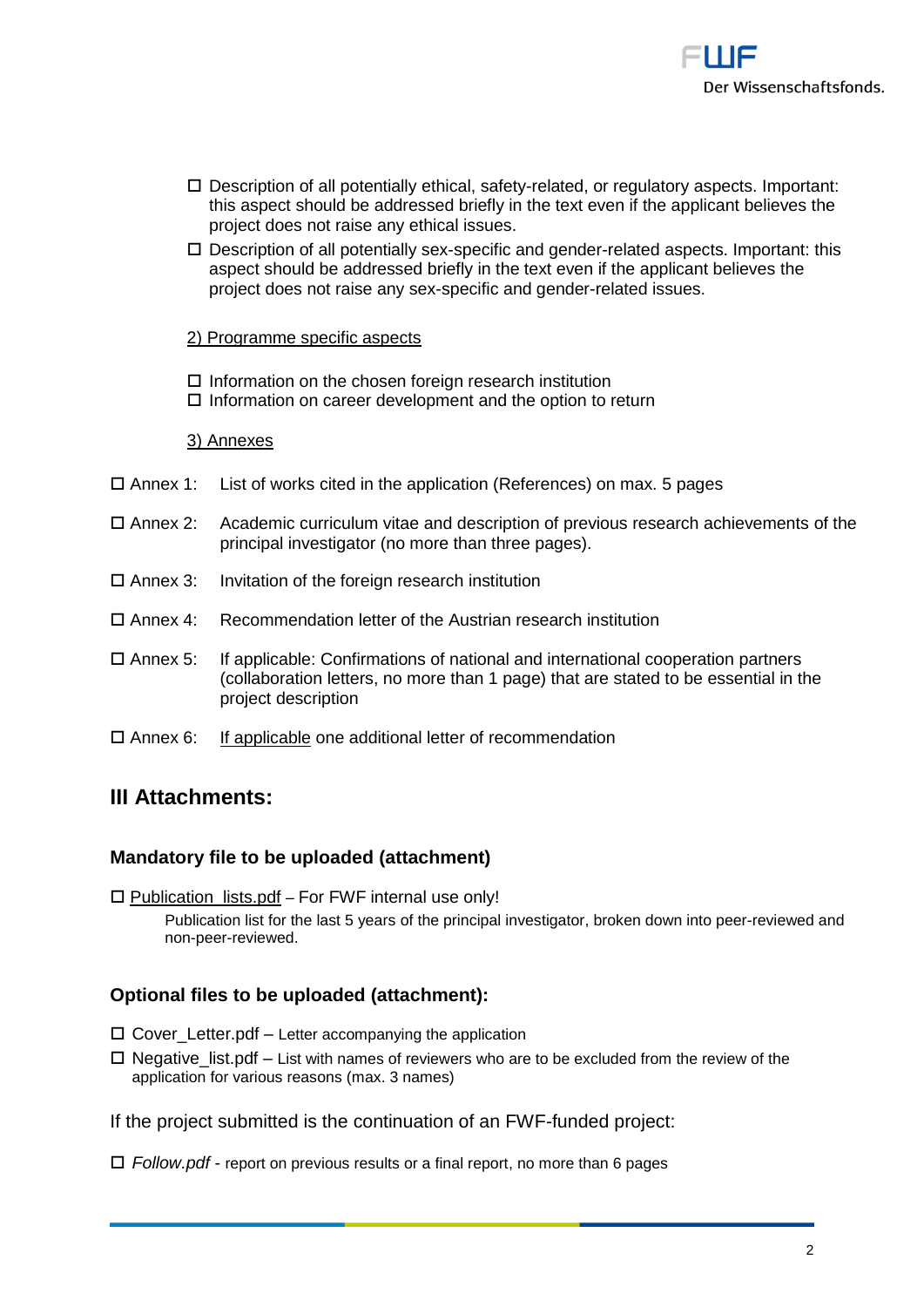- ☐ Description of all potentially ethical, safety-related, or regulatory aspects. Important: this aspect should be addressed briefly in the text even if the applicant believes the project does not raise any ethical issues.
- ☐ Description of all potentially sex-specific and gender-related aspects. Important: this aspect should be addressed briefly in the text even if the applicant believes the project does not raise any sex-specific and gender-related issues.

2) Programme specific aspects

- ☐ Information on the chosen foreign research institution
- ☐ Information on career development and the option to return

3) Annexes

- ☐ Annex 1: List of works cited in the application (References) on max. 5 pages
- ☐ Annex 2: Academic curriculum vitae and description of previous research achievements of the principal investigator (no more than three pages).
- ☐ Annex 3: Invitation of the foreign research institution
- ☐ Annex 4: Recommendation letter of the Austrian research institution
- ☐ Annex 5: If applicable: Confirmations of national and international cooperation partners (collaboration letters, no more than 1 page) that are stated to be essential in the project description
- ☐ Annex 6: If applicable one additional letter of recommendation

## III Attachments:

### Mandatory file to be uploaded (attachment)

☐ Publication_lists.pdf – For FWF internal use only!

Publication list for the last 5 years of the principal investigator, broken down into peer-reviewed and non-peer-reviewed.

### Optional files to be uploaded (attachment):

- ☐ Cover_Letter.pdf – Letter accompanying the application
- ☐ Negative_list.pdf – List with names of reviewers who are to be excluded from the review of the application for various reasons (max. 3 names)

If the project submitted is the continuation of an FWF-funded project:

☐ *Follow.pdf* - report on previous results or a final report, no more than 6 pages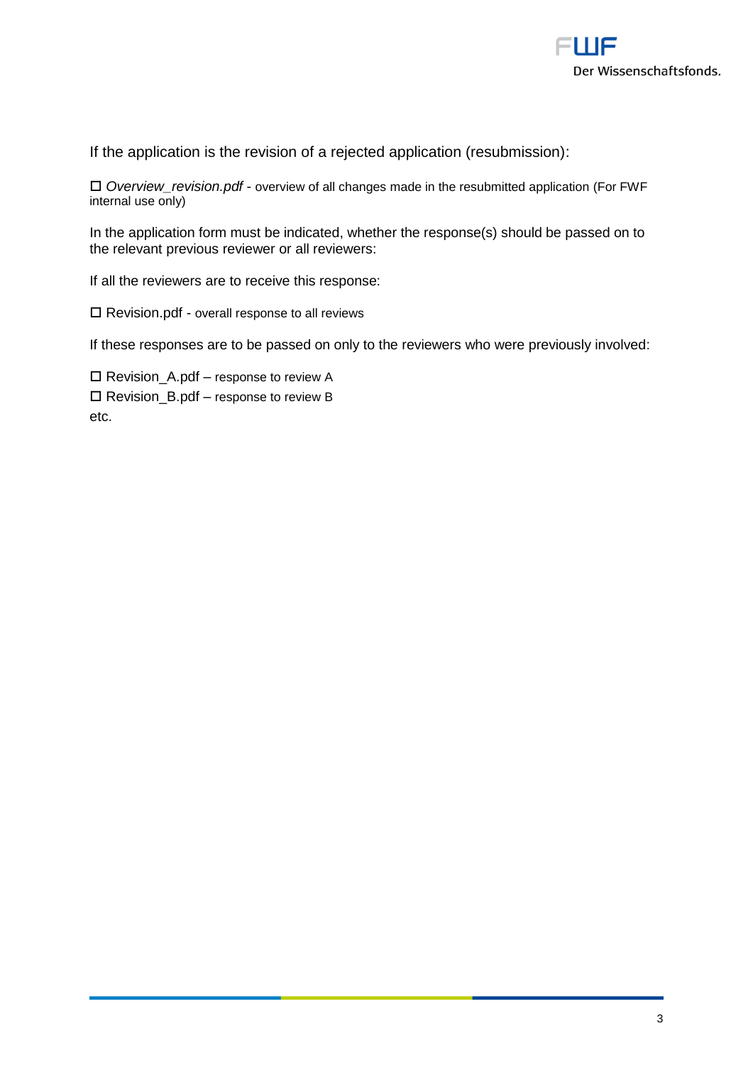If the application is the revision of a rejected application (resubmission):

☐ *Overview_revision.pdf* - overview of all changes made in the resubmitted application (For FWF internal use only)

In the application form must be indicated, whether the response(s) should be passed on to the relevant previous reviewer or all reviewers:

If all the reviewers are to receive this response:

☐ Revision.pdf - overall response to all reviews

If these responses are to be passed on only to the reviewers who were previously involved:

☐ Revision_A.pdf – response to review A
☐ Revision_B.pdf – response to review B
etc.